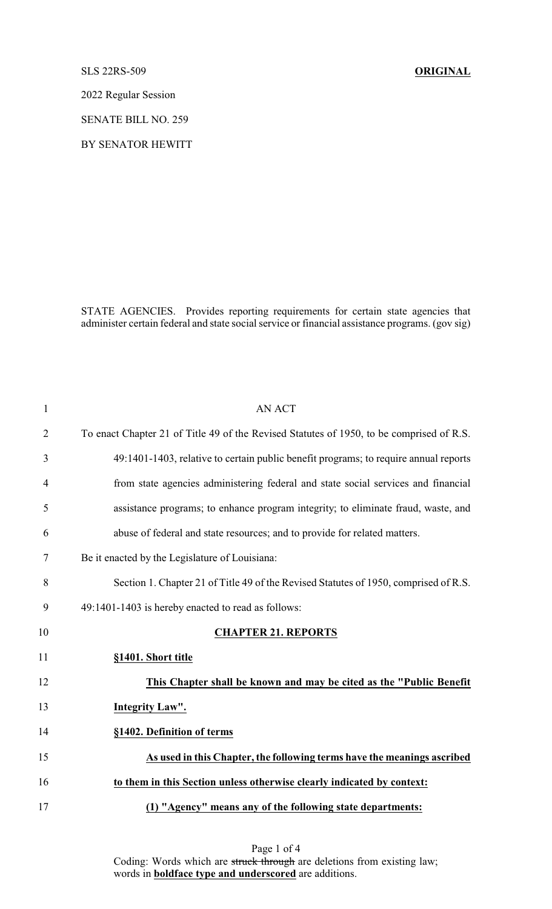SLS 22RS-509 **ORIGINAL**

2022 Regular Session

SENATE BILL NO. 259

BY SENATOR HEWITT

STATE AGENCIES. Provides reporting requirements for certain state agencies that administer certain federal and state social service or financial assistance programs. (gov sig)

AN ACT

To enact Chapter 21 of Title 49 of the Revised Statutes of 1950, to be comprised of R.S. 49:1401-1403, relative to certain public benefit programs; to require annual reports from state agencies administering federal and state social services and financial assistance programs; to enhance program integrity; to eliminate fraud, waste, and abuse of federal and state resources; and to provide for related matters.

Be it enacted by the Legislature of Louisiana:

Section 1. Chapter 21 of Title 49 of the Revised Statutes of 1950, comprised of R.S. 49:1401-1403 is hereby enacted to read as follows:

**CHAPTER 21. REPORTS**

**§1401. Short title**

**This Chapter shall be known and may be cited as the "Public Benefit Integrity Law".**

**§1402. Definition of terms**

**As used in this Chapter, the following terms have the meanings ascribed to them in this Section unless otherwise clearly indicated by context:**

**(1) "Agency" means any of the following state departments:**

Coding: Words which are ~~struck through~~ are deletions from existing law; words in **boldface type and underscored** are additions.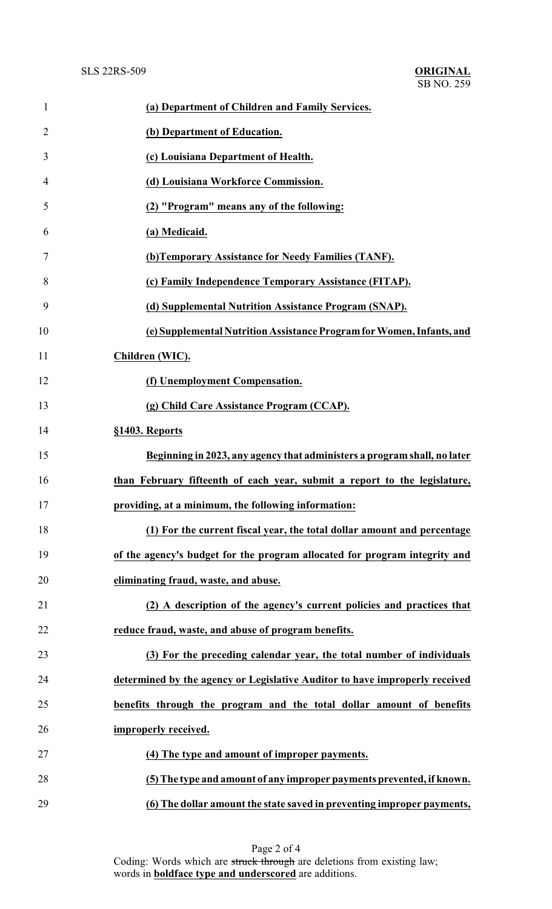**(a) Department of Children and Family Services.**

**(b) Department of Education.**

**(c) Louisiana Department of Health.**

**(d) Louisiana Workforce Commission.**

**(2) "Program" means any of the following:**

**(a) Medicaid.**

**(b)Temporary Assistance for Needy Families (TANF).**

**(c) Family Independence Temporary Assistance (FITAP).**

**(d) Supplemental Nutrition Assistance Program (SNAP).**

**(e) Supplemental Nutrition Assistance Program for Women, Infants, and Children (WIC).**

**(f) Unemployment Compensation.**

**(g) Child Care Assistance Program (CCAP).**

**§1403. Reports**

**Beginning in 2023, any agency that administers a program shall, no later than February fifteenth of each year, submit a report to the legislature, providing, at a minimum, the following information:**

**(1) For the current fiscal year, the total dollar amount and percentage of the agency's budget for the program allocated for program integrity and eliminating fraud, waste, and abuse.**

**(2) A description of the agency's current policies and practices that reduce fraud, waste, and abuse of program benefits.**

**(3) For the preceding calendar year, the total number of individuals determined by the agency or Legislative Auditor to have improperly received benefits through the program and the total dollar amount of benefits improperly received.**

**(4) The type and amount of improper payments.**

**(5) The type and amount of any improper payments prevented, if known.**

**(6) The dollar amount the state saved in preventing improper payments,**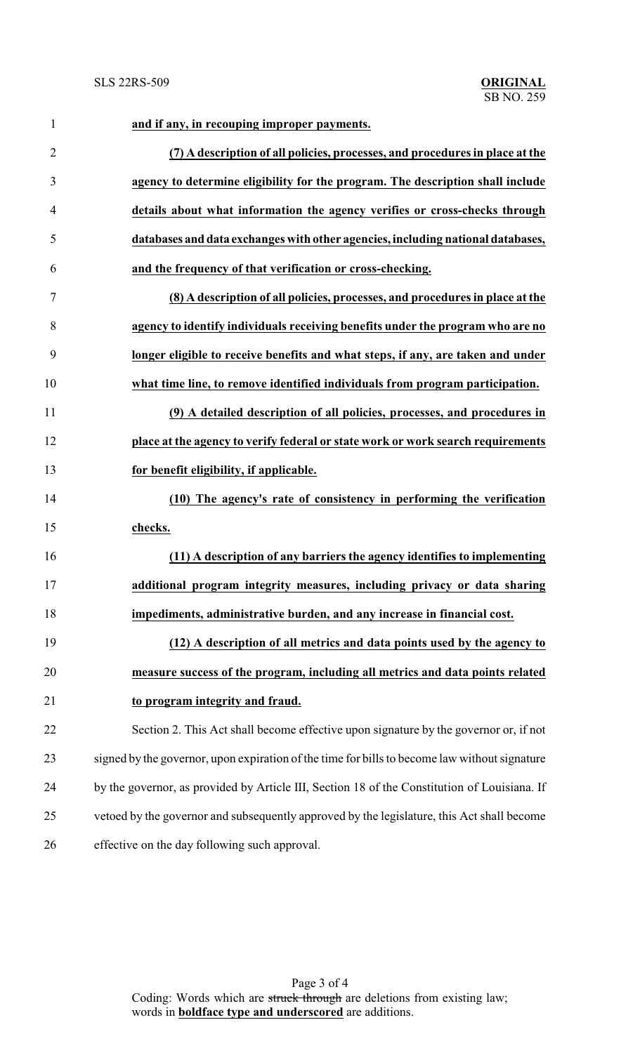**and if any, in recouping improper payments.**

**(7) A description of all policies, processes, and procedures in place at the agency to determine eligibility for the program. The description shall include details about what information the agency verifies or cross-checks through databases and data exchanges with other agencies, including national databases, and the frequency of that verification or cross-checking.**

**(8) A description of all policies, processes, and procedures in place at the agency to identify individuals receiving benefits under the program who are no longer eligible to receive benefits and what steps, if any, are taken and under what time line, to remove identified individuals from program participation.**

**(9) A detailed description of all policies, processes, and procedures in place at the agency to verify federal or state work or work search requirements for benefit eligibility, if applicable.**

**(10) The agency's rate of consistency in performing the verification checks.**

**(11) A description of any barriers the agency identifies to implementing additional program integrity measures, including privacy or data sharing impediments, administrative burden, and any increase in financial cost.**

**(12) A description of all metrics and data points used by the agency to measure success of the program, including all metrics and data points related to program integrity and fraud.**

Section 2. This Act shall become effective upon signature by the governor or, if not signed by the governor, upon expiration of the time for bills to become law without signature by the governor, as provided by Article III, Section 18 of the Constitution of Louisiana. If vetoed by the governor and subsequently approved by the legislature, this Act shall become effective on the day following such approval.

Coding: Words which are ~~struck through~~ are deletions from existing law; words in **boldface type and underscored** are additions.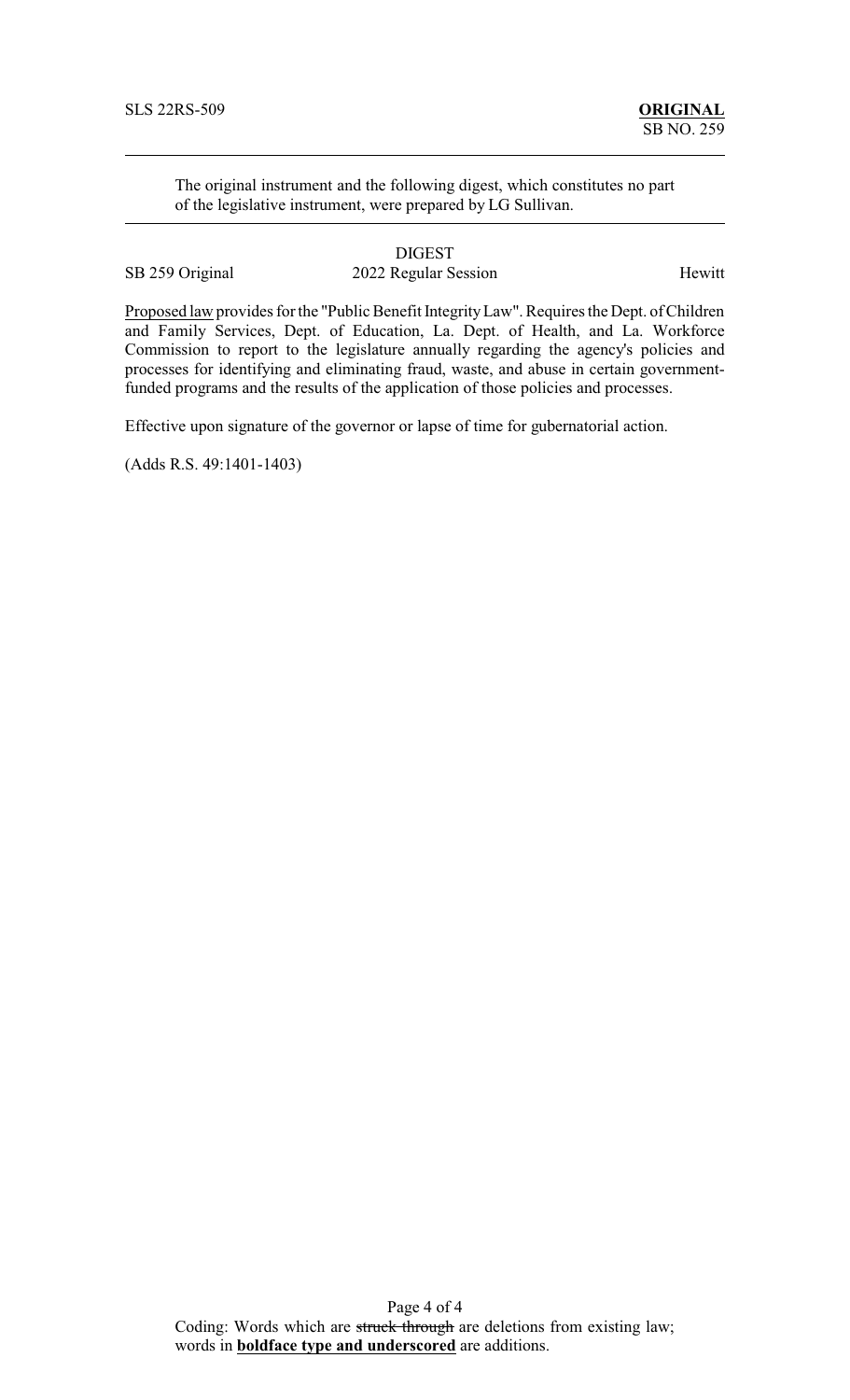SLS 22RS-509

**ORIGINAL**
SB NO. 259

The original instrument and the following digest, which constitutes no part of the legislative instrument, were prepared by LG Sullivan.

DIGEST

SB 259 Original — 2022 Regular Session — Hewitt

Proposed law provides for the "Public Benefit Integrity Law". Requires the Dept. of Children and Family Services, Dept. of Education, La. Dept. of Health, and La. Workforce Commission to report to the legislature annually regarding the agency's policies and processes for identifying and eliminating fraud, waste, and abuse in certain government-funded programs and the results of the application of those policies and processes.

Effective upon signature of the governor or lapse of time for gubernatorial action.

(Adds R.S. 49:1401-1403)

Coding: Words which are ~~struck through~~ are deletions from existing law; words in **boldface type and underscored** are additions.